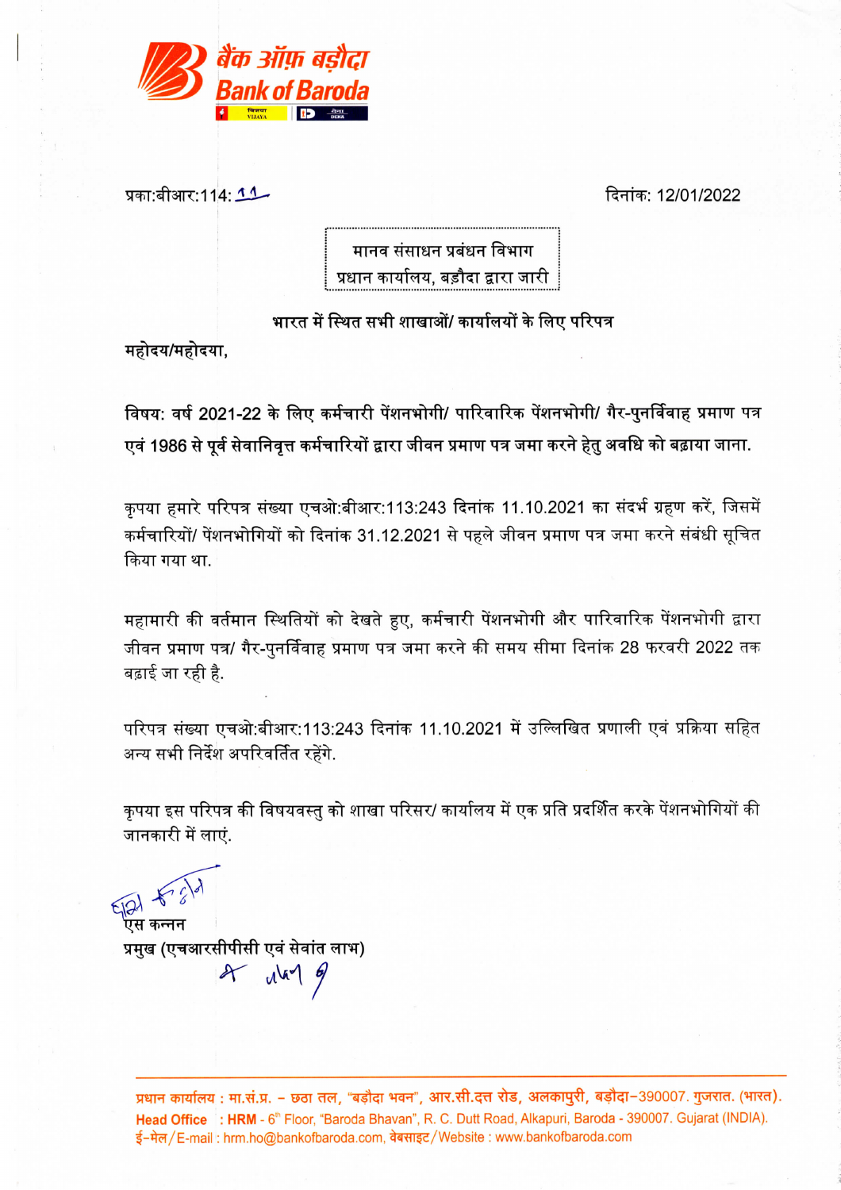बैंक ऑफ़ बड़ौदा
Bank of Baroda

प्रका:बीआर:114: 11 दिनांक: 12/01/2022

मानव संसाधन प्रबंधन विभाग
प्रधान कार्यालय, बड़ौदा द्वारा जारी

**भारत में स्थित सभी शाखाओं/ कार्यालयों के लिए परिपत्र**

**महोदय/महोदया,**

**विषय: वर्ष 2021-22 के लिए कर्मचारी पेंशनभोगी/ पारिवारिक पेंशनभोगी/ गैर-पुनर्विवाह प्रमाण पत्र एवं 1986 से पूर्व सेवानिवृत्त कर्मचारियों द्वारा जीवन प्रमाण पत्र जमा करने हेतु अवधि को बढ़ाया जाना.**

कृपया हमारे परिपत्र संख्या एचओ:बीआर:113:243 दिनांक 11.10.2021 का संदर्भ ग्रहण करें, जिसमें कर्मचारियों/ पेंशनभोगियों को दिनांक 31.12.2021 से पहले जीवन प्रमाण पत्र जमा करने संबंधी सूचित किया गया था.

महामारी की वर्तमान स्थितियों को देखते हुए, कर्मचारी पेंशनभोगी और पारिवारिक पेंशनभोगी द्वारा जीवन प्रमाण पत्र/ गैर-पुनर्विवाह प्रमाण पत्र जमा करने की समय सीमा दिनांक 28 फरवरी 2022 तक बढ़ाई जा रही है.

परिपत्र संख्या एचओ:बीआर:113:243 दिनांक 11.10.2021 में उल्लिखित प्रणाली एवं प्रक्रिया सहित अन्य सभी निर्देश अपरिवर्तित रहेंगे.

कृपया इस परिपत्र की विषयवस्तु को शाखा परिसर/ कार्यालय में एक प्रति प्रदर्शित करके पेंशनभोगियों की जानकारी में लाएं.

एस कन्नन
**प्रमुख (एचआरसीपीसी एवं सेवांत लाभ)**

प्रधान कार्यालय : मा.सं.प्र. - छठा तल, "बड़ौदा भवन", आर.सी.दत्त रोड, अलकापुरी, बड़ौदा-390007. गुजरात. (भारत).
**Head Office : HRM** - 6th Floor, "Baroda Bhavan", R. C. Dutt Road, Alkapuri, Baroda - 390007. Gujarat (INDIA).
ई-मेल/E-mail : hrm.ho@bankofbaroda.com, वेबसाइट/Website : www.bankofbaroda.com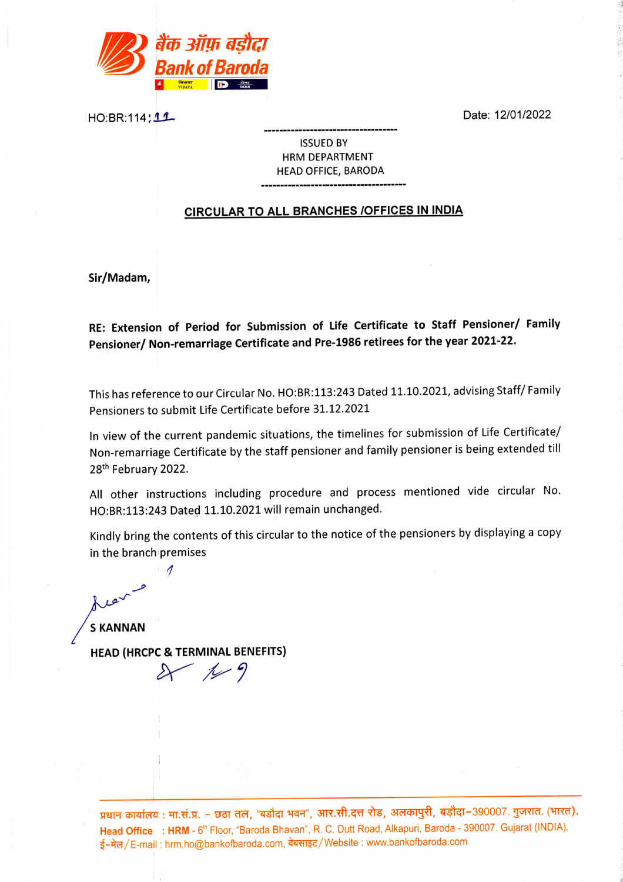बैंक ऑफ़ बड़ौदा
Bank of Baroda

HO:BR:114:11

Date: 12/01/2022

ISSUED BY
HRM DEPARTMENT
HEAD OFFICE, BARODA

## CIRCULAR TO ALL BRANCHES /OFFICES IN INDIA

**Sir/Madam,**

**RE: Extension of Period for Submission of Life Certificate to Staff Pensioner/ Family Pensioner/ Non-remarriage Certificate and Pre-1986 retirees for the year 2021-22.**

This has reference to our Circular No. HO:BR:113:243 Dated 11.10.2021, advising Staff/ Family Pensioners to submit Life Certificate before 31.12.2021

In view of the current pandemic situations, the timelines for submission of Life Certificate/ Non-remarriage Certificate by the staff pensioner and family pensioner is being extended till 28th February 2022.

All other instructions including procedure and process mentioned vide circular No. HO:BR:113:243 Dated 11.10.2021 will remain unchanged.

Kindly bring the contents of this circular to the notice of the pensioners by displaying a copy in the branch premises

**S KANNAN**

**HEAD (HRCPC & TERMINAL BENEFITS)**

प्रधान कार्यालय : मा.सं.प्र. – छठा तल, "बड़ौदा भवन", आर.सी.दत्त रोड, अलकापुरी, बड़ौदा–390007. गुजरात. (भारत).
**Head Office : HRM** - 6th Floor, "Baroda Bhavan", R. C. Dutt Road, Alkapuri, Baroda - 390007. Gujarat (INDIA).
ई-मेल/E-mail : hrm.ho@bankofbaroda.com, वेबसाइट/Website : www.bankofbaroda.com